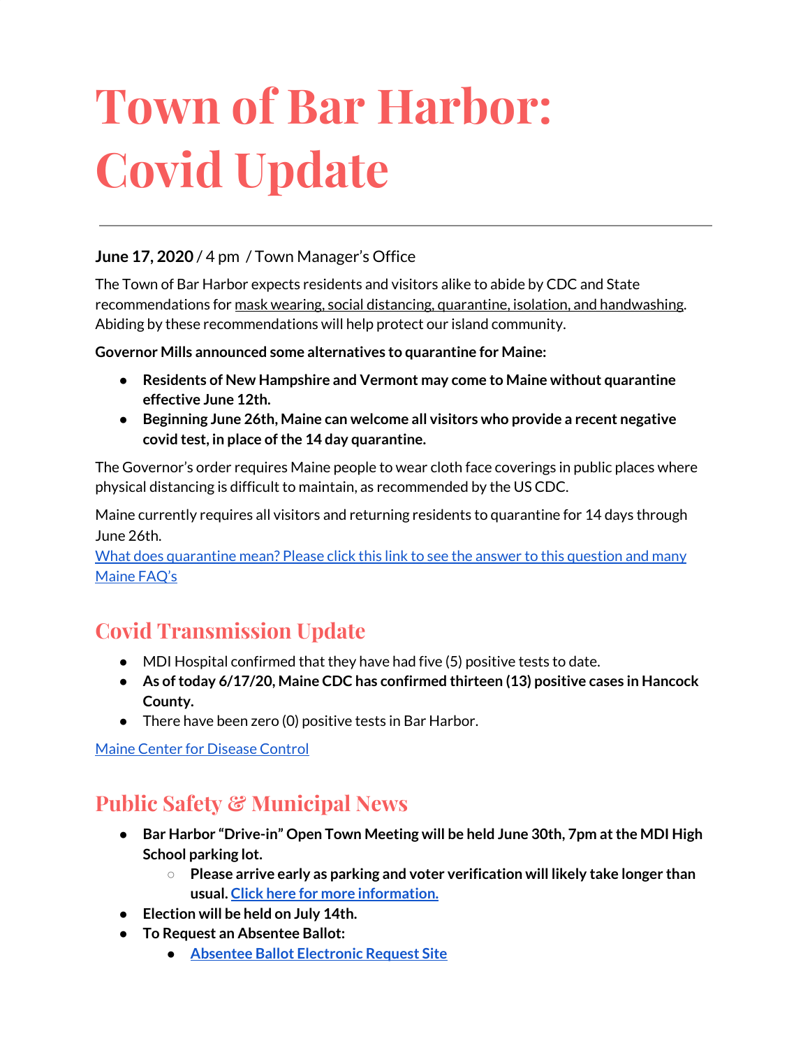# Town of Bar Harbor: Covid Update

**June 17, 2020** / 4 pm / Town Manager's Office

The Town of Bar Harbor expects residents and visitors alike to abide by CDC and State recommendations for mask wearing, social distancing, quarantine, isolation, and handwashing. Abiding by these recommendations will help protect our island community.

**Governor Mills announced some alternatives to quarantine for Maine:**

- **Residents of New Hampshire and Vermont may come to Maine without quarantine effective June 12th.**
- **Beginning June 26th, Maine can welcome all visitors who provide a recent negative covid test, in place of the 14 day quarantine.**

The Governor's order requires Maine people to wear cloth face coverings in public places where physical distancing is difficult to maintain, as recommended by the US CDC.

Maine currently requires all visitors and returning residents to quarantine for 14 days through June 26th.

What does quarantine mean? Please click this link to see the answer to this question and many Maine FAQ's

## Covid Transmission Update

- MDI Hospital confirmed that they have had five (5) positive tests to date.
- **As of today 6/17/20, Maine CDC has confirmed thirteen (13) positive cases in Hancock County.**
- There have been zero (0) positive tests in Bar Harbor.

Maine Center for Disease Control

## Public Safety & Municipal News

- **Bar Harbor "Drive-in" Open Town Meeting will be held June 30th, 7pm at the MDI High School parking lot.**
  - **Please arrive early as parking and voter verification will likely take longer than usual. Click here for more information.**
- **Election will be held on July 14th.**
- **To Request an Absentee Ballot:**
  - **Absentee Ballot Electronic Request Site**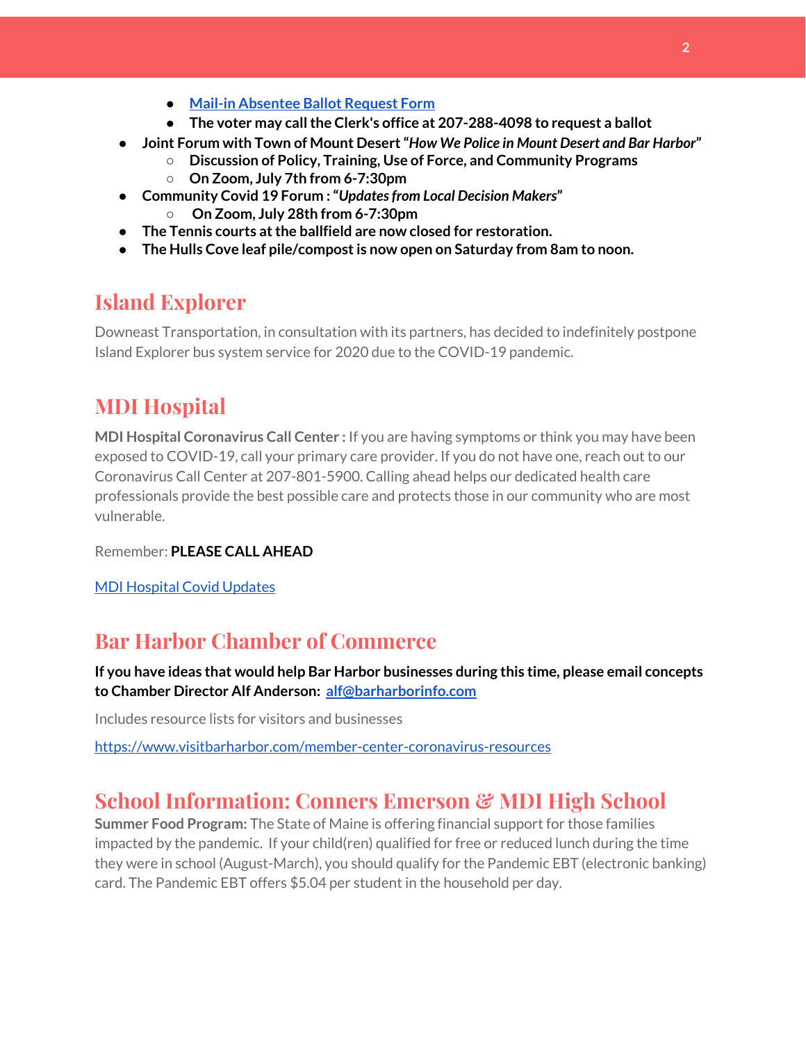- **[Mail-in Absentee Ballot Request Form]**
- **The voter may call the Clerk's office at 207-288-4098 to request a ballot**

- **Joint Forum with Town of Mount Desert "*How We Police in Mount Desert and Bar Harbor*"**
  - **Discussion of Policy, Training, Use of Force, and Community Programs**
  - **On Zoom, July 7th from 6-7:30pm**
- **Community Covid 19 Forum : "*Updates from Local Decision Makers*"**
  - **On Zoom, July 28th from 6-7:30pm**
- **The Tennis courts at the ballfield are now closed for restoration.**
- **The Hulls Cove leaf pile/compost is now open on Saturday from 8am to noon.**

## Island Explorer

Downeast Transportation, in consultation with its partners, has decided to indefinitely postpone Island Explorer bus system service for 2020 due to the COVID-19 pandemic.

## MDI Hospital

**MDI Hospital Coronavirus Call Center :** If you are having symptoms or think you may have been exposed to COVID-19, call your primary care provider. If you do not have one, reach out to our Coronavirus Call Center at 207-801-5900. Calling ahead helps our dedicated health care professionals provide the best possible care and protects those in our community who are most vulnerable.

Remember: **PLEASE CALL AHEAD**

MDI Hospital Covid Updates

## Bar Harbor Chamber of Commerce

**If you have ideas that would help Bar Harbor businesses during this time, please email concepts to Chamber Director Alf Anderson: alf@barharborinfo.com**

Includes resource lists for visitors and businesses

https://www.visitbarharbor.com/member-center-coronavirus-resources

## School Information: Conners Emerson & MDI High School

**Summer Food Program:** The State of Maine is offering financial support for those families impacted by the pandemic. If your child(ren) qualified for free or reduced lunch during the time they were in school (August-March), you should qualify for the Pandemic EBT (electronic banking) card. The Pandemic EBT offers $5.04 per student in the household per day.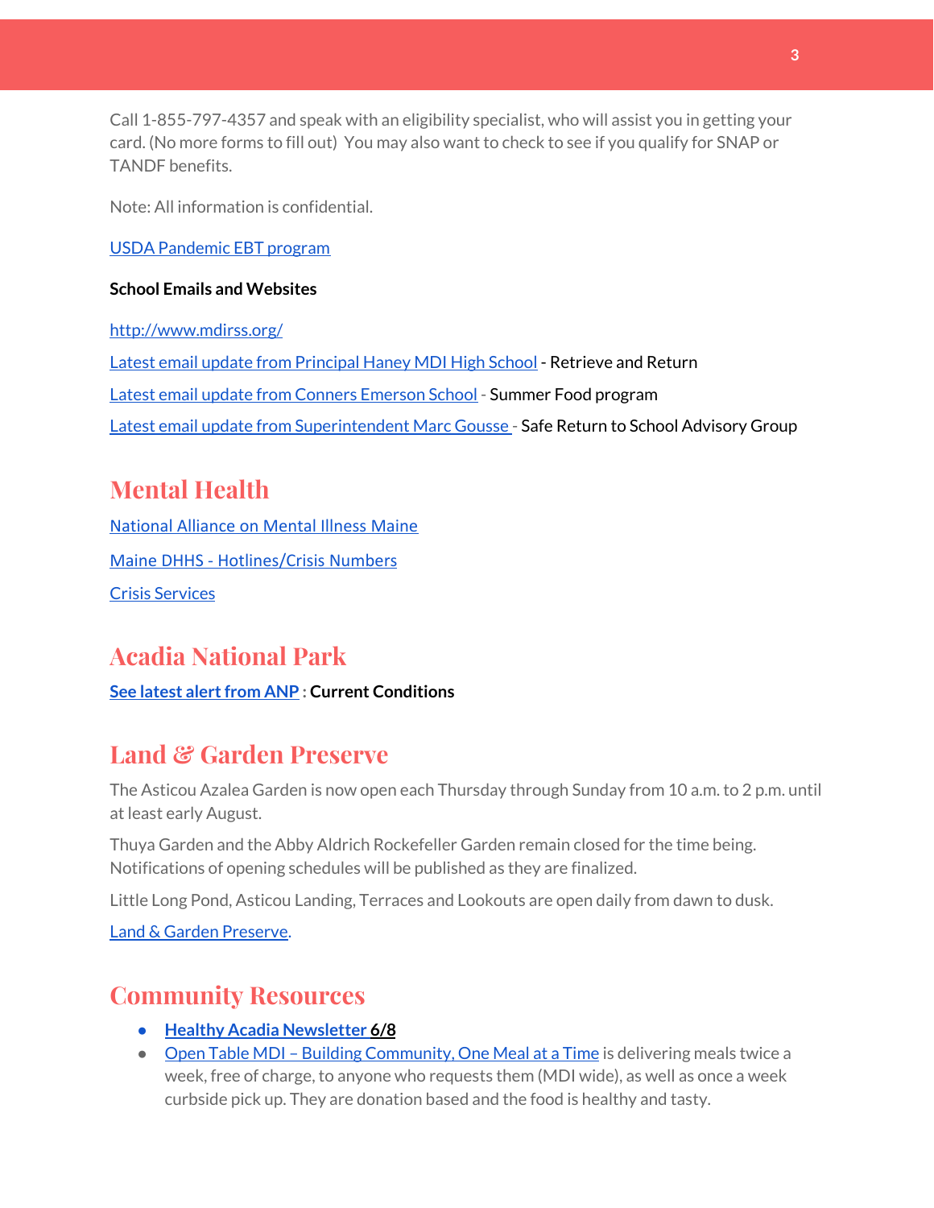Call 1-855-797-4357 and speak with an eligibility specialist, who will assist you in getting your card. (No more forms to fill out) You may also want to check to see if you qualify for SNAP or TANDF benefits.

Note: All information is confidential.

USDA Pandemic EBT program

**School Emails and Websites**

http://www.mdirss.org/

Latest email update from Principal Haney MDI High School - Retrieve and Return

Latest email update from Conners Emerson School - Summer Food program

Latest email update from Superintendent Marc Gousse - Safe Return to School Advisory Group

## Mental Health

National Alliance on Mental Illness Maine

Maine DHHS - Hotlines/Crisis Numbers

Crisis Services

## Acadia National Park

**See latest alert from ANP : Current Conditions**

## Land & Garden Preserve

The Asticou Azalea Garden is now open each Thursday through Sunday from 10 a.m. to 2 p.m. until at least early August.

Thuya Garden and the Abby Aldrich Rockefeller Garden remain closed for the time being. Notifications of opening schedules will be published as they are finalized.

Little Long Pond, Asticou Landing, Terraces and Lookouts are open daily from dawn to dusk.

Land & Garden Preserve.

## Community Resources

- **Healthy Acadia Newsletter 6/8**
- Open Table MDI – Building Community, One Meal at a Time is delivering meals twice a week, free of charge, to anyone who requests them (MDI wide), as well as once a week curbside pick up. They are donation based and the food is healthy and tasty.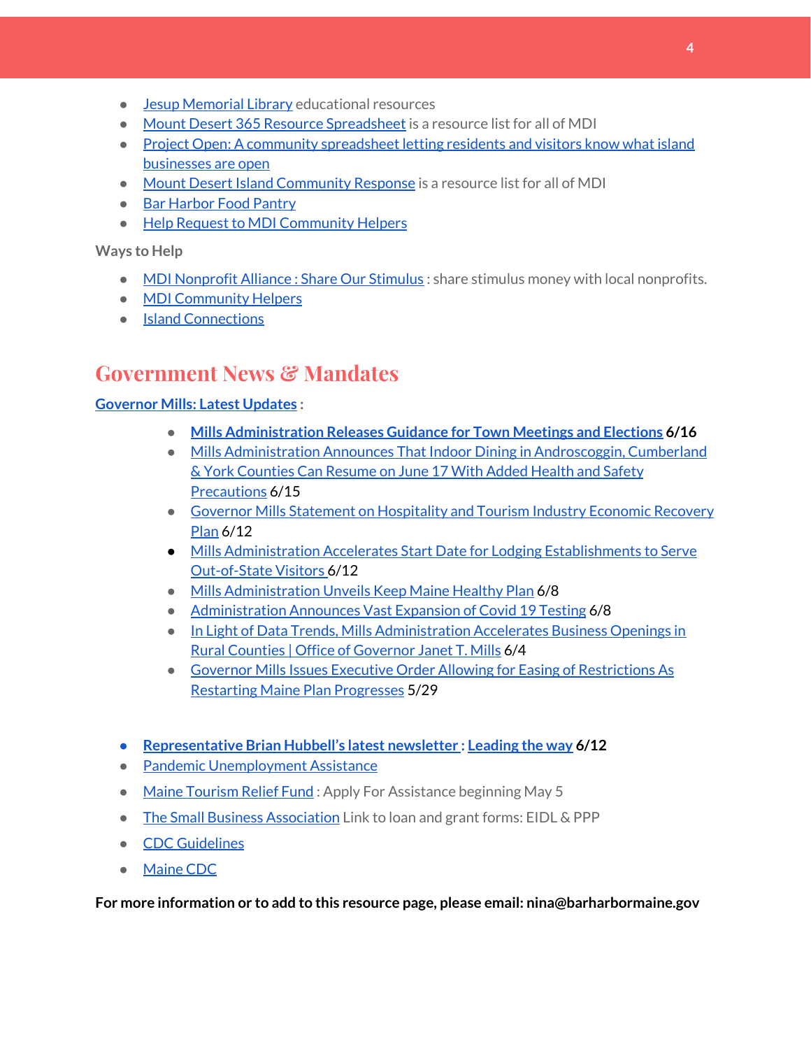- Jesup Memorial Library educational resources
- Mount Desert 365 Resource Spreadsheet is a resource list for all of MDI
- Project Open: A community spreadsheet letting residents and visitors know what island businesses are open
- Mount Desert Island Community Response is a resource list for all of MDI
- Bar Harbor Food Pantry
- Help Request to MDI Community Helpers

Ways to Help

- MDI Nonprofit Alliance : Share Our Stimulus : share stimulus money with local nonprofits.
- MDI Community Helpers
- Island Connections

## Government News & Mandates

**Governor Mills: Latest Updates :**

- **Mills Administration Releases Guidance for Town Meetings and Elections 6/16**
- Mills Administration Announces That Indoor Dining in Androscoggin, Cumberland & York Counties Can Resume on June 17 With Added Health and Safety Precautions 6/15
- Governor Mills Statement on Hospitality and Tourism Industry Economic Recovery Plan 6/12
- Mills Administration Accelerates Start Date for Lodging Establishments to Serve Out-of-State Visitors 6/12
- Mills Administration Unveils Keep Maine Healthy Plan 6/8
- Administration Announces Vast Expansion of Covid 19 Testing 6/8
- In Light of Data Trends, Mills Administration Accelerates Business Openings in Rural Counties | Office of Governor Janet T. Mills 6/4
- Governor Mills Issues Executive Order Allowing for Easing of Restrictions As Restarting Maine Plan Progresses 5/29

- **Representative Brian Hubbell's latest newsletter : Leading the way 6/12**
- Pandemic Unemployment Assistance
- Maine Tourism Relief Fund : Apply For Assistance beginning May 5
- The Small Business Association Link to loan and grant forms: EIDL & PPP
- CDC Guidelines
- Maine CDC

**For more information or to add to this resource page, please email: nina@barharbormaine.gov**